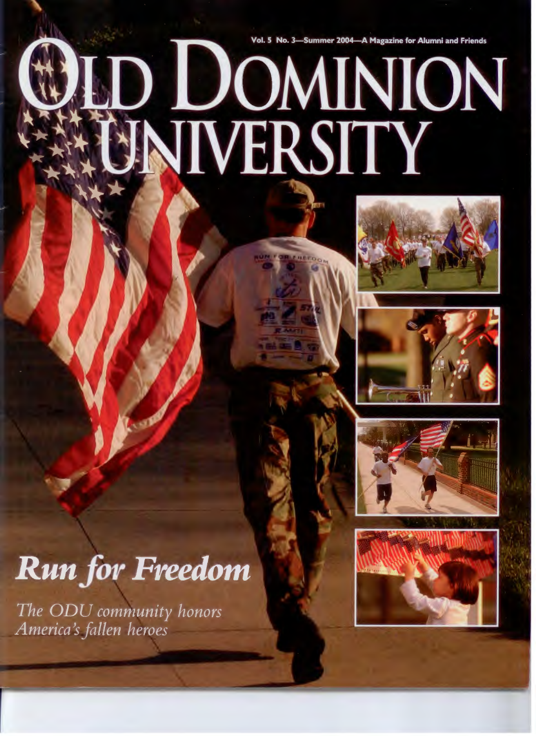Vol. 5 No. 3—Summer 2004—A Magazine for Alumni and Friends

# OLD DOMINION UNIVERSITY

## *Run for Freedom*

*The ODU community honors America's fallen heroes*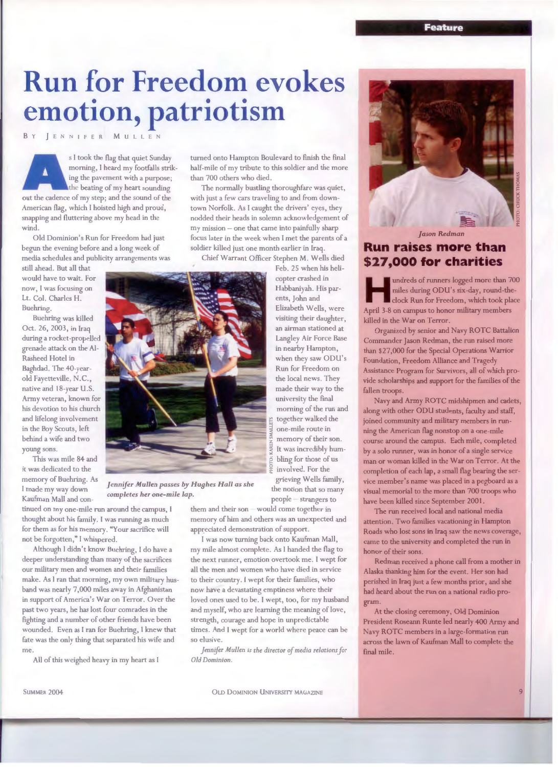Feature

# Run for Freedom evokes emotion, patriotism

BY JENNIFER MULLEN

As I took the flag that quiet Sunday morning, I heard my footfalls striking the pavement with a purpose; the beating of my heart sounding out the cadence of my step; and the sound of the American flag, which I hoisted high and proud, snapping and fluttering above my head in the wind.

Old Dominion's Run for Freedom had just begun the evening before and a long week of media schedules and publicity arrangements was still ahead. But all that would have to wait. For now, I was focusing on Lt. Col. Charles H. Buehring.

Buehring was killed Oct. 26, 2003, in Iraq during a rocket-propelled grenade attack on the Al-Rasheed Hotel in Baghdad. The 40-year-old Fayetteville, N.C., native and 18-year U.S. Army veteran, known for his devotion to his church and lifelong involvement in the Boy Scouts, left behind a wife and two young sons.

This was mile 84 and it was dedicated to the memory of Buehring. As I made my way down Kaufman Mall and continued on my one-mile run around the campus, I thought about his family. I was running as much for them as for his memory. "Your sacrifice will not be forgotten," I whispered.

Although I didn't know Buehring, I do have a deeper understanding than many of the sacrifices our military men and women and their families make. As I ran that morning, my own military husband was nearly 7,000 miles away in Afghanistan in support of America's War on Terror. Over the past two years, he has lost four comrades in the fighting and a number of other friends have been wounded. Even as I ran for Buehring, I knew that fate was the only thing that separated his wife and me.

All of this weighed heavy in my heart as I turned onto Hampton Boulevard to finish the final half-mile of my tribute to this soldier and the more than 700 others who died.

The normally bustling thoroughfare was quiet, with just a few cars traveling to and from downtown Norfolk. As I caught the drivers' eyes, they nodded their heads in solemn acknowledgement of my mission – one that came into painfully sharp focus later in the week when I met the parents of a soldier killed just one month earlier in Iraq.

Chief Warrant Officer Stephen M. Wells died Feb. 25 when his helicopter crashed in Habbaniyah. His parents, John and Elizabeth Wells, were visiting their daughter, an airman stationed at Langley Air Force Base in nearby Hampton, when they saw ODU's Run for Freedom on the local news. They made their way to the university the final morning of the run and together walked the one-mile route in memory of their son. It was incredibly humbling for those of us involved. For the grieving Wells family, the notion that so many people – strangers to them and their son – would come together in memory of him and others was an unexpected and appreciated demonstration of support.

PHOTO: KAREN SMALLETS

*Jennifer Mullen passes by Hughes Hall as she completes her one-mile lap.*

I was now turning back onto Kaufman Mall, my mile almost complete. As I handed the flag to the next runner, emotion overtook me. I wept for all the men and women who have died in service to their country. I wept for their families, who now have a devastating emptiness where their loved ones used to be. I wept, too, for my husband and myself, who are learning the meaning of love, strength, courage and hope in unpredictable times. And I wept for a world where peace can be so elusive.

*Jennifer Mullen is the director of media relations for Old Dominion.*

PHOTO: CHUCK THOMAS

*Jason Redman*

## Run raises more than $27,000 for charities

Hundreds of runners logged more than 700 miles during ODU's six-day, round-the-clock Run for Freedom, which took place April 3-8 on campus to honor military members killed in the War on Terror.

Organized by senior and Navy ROTC Battalion Commander Jason Redman, the run raised more than $27,000 for the Special Operations Warrior Foundation, Freedom Alliance and Tragedy Assistance Program for Survivors, all of which provide scholarships and support for the families of the fallen troops.

Navy and Army ROTC midshipmen and cadets, along with other ODU students, faculty and staff, joined community and military members in running the American flag nonstop on a one-mile course around the campus. Each mile, completed by a solo runner, was in honor of a single service man or woman killed in the War on Terror. At the completion of each lap, a small flag bearing the service member's name was placed in a pegboard as a visual memorial to the more than 700 troops who have been killed since September 2001.

The run received local and national media attention. Two families vacationing in Hampton Roads who lost sons in Iraq saw the news coverage, came to the university and completed the run in honor of their sons.

Redman received a phone call from a mother in Alaska thanking him for the event. Her son had perished in Iraq just a few months prior, and she had heard about the run on a national radio program.

At the closing ceremony, Old Dominion President Roseann Runte led nearly 400 Army and Navy ROTC members in a large-formation run across the lawn of Kaufman Mall to complete the final mile.